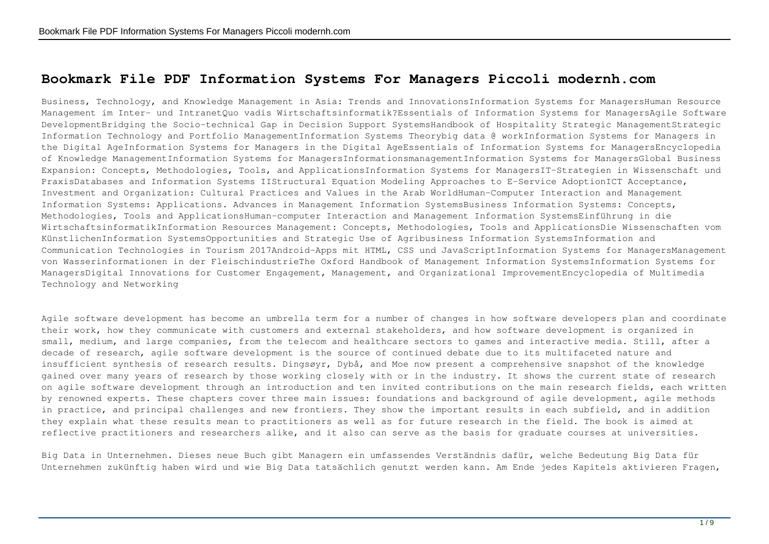# Bookmark File PDF Information Systems For Managers Piccoli modernh.com

Business, Technology, and Knowledge Management in Asia: Trends and InnovationsInformation Systems for ManagersHuman Resource Management im Inter- und IntranetQuo vadis Wirtschaftsinformatik?Essentials of Information Systems for ManagersAgile Software DevelopmentBridging the Socio-technical Gap in Decision Support SystemsHandbook of Hospitality Strategic ManagementStrategic Information Technology and Portfolio ManagementInformation Systems Theorybig data @ workInformation Systems for Managers in the Digital AgeInformation Systems for Managers in the Digital AgeEssentials of Information Systems for ManagersEncyclopedia of Knowledge ManagementInformation Systems for ManagersInformationsmanagementInformation Systems for ManagersGlobal Business Expansion: Concepts, Methodologies, Tools, and ApplicationsInformation Systems for ManagersIT-Strategien in Wissenschaft und PraxisDatabases and Information Systems IIStructural Equation Modeling Approaches to E-Service AdoptionICT Acceptance, Investment and Organization: Cultural Practices and Values in the Arab WorldHuman-Computer Interaction and Management Information Systems: Applications. Advances in Management Information SystemsBusiness Information Systems: Concepts, Methodologies, Tools and ApplicationsHuman-computer Interaction and Management Information SystemsEinführung in die WirtschaftsinformatikInformation Resources Management: Concepts, Methodologies, Tools and ApplicationsDie Wissenschaften vom KünstlichenInformation SystemsOpportunities and Strategic Use of Agribusiness Information SystemsInformation and Communication Technologies in Tourism 2017Android-Apps mit HTML, CSS und JavaScriptInformation Systems for ManagersManagement von Wasserinformationen in der FleischindustrieThe Oxford Handbook of Management Information SystemsInformation Systems for ManagersDigital Innovations for Customer Engagement, Management, and Organizational ImprovementEncyclopedia of Multimedia Technology and Networking

Agile software development has become an umbrella term for a number of changes in how software developers plan and coordinate their work, how they communicate with customers and external stakeholders, and how software development is organized in small, medium, and large companies, from the telecom and healthcare sectors to games and interactive media. Still, after a decade of research, agile software development is the source of continued debate due to its multifaceted nature and insufficient synthesis of research results. Dingsøyr, Dybå, and Moe now present a comprehensive snapshot of the knowledge gained over many years of research by those working closely with or in the industry. It shows the current state of research on agile software development through an introduction and ten invited contributions on the main research fields, each written by renowned experts. These chapters cover three main issues: foundations and background of agile development, agile methods in practice, and principal challenges and new frontiers. They show the important results in each subfield, and in addition they explain what these results mean to practitioners as well as for future research in the field. The book is aimed at reflective practitioners and researchers alike, and it also can serve as the basis for graduate courses at universities.

Big Data in Unternehmen. Dieses neue Buch gibt Managern ein umfassendes Verständnis dafür, welche Bedeutung Big Data für Unternehmen zukünftig haben wird und wie Big Data tatsächlich genutzt werden kann. Am Ende jedes Kapitels aktivieren Fragen,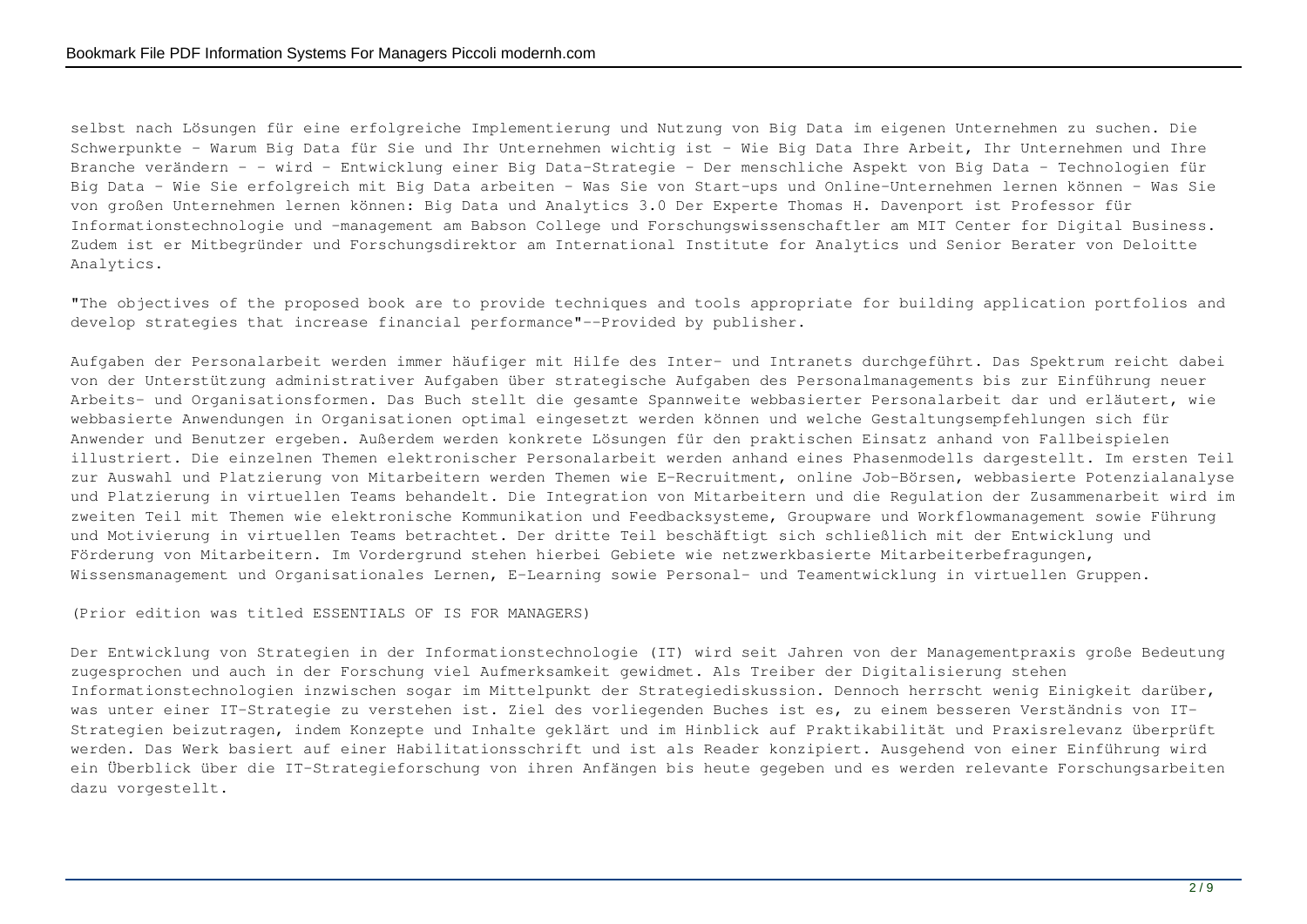selbst nach Lösungen für eine erfolgreiche Implementierung und Nutzung von Big Data im eigenen Unternehmen zu suchen. Die Schwerpunkte - Warum Big Data für Sie und Ihr Unternehmen wichtig ist - Wie Big Data Ihre Arbeit, Ihr Unternehmen und Ihre Branche verändern - - wird - Entwicklung einer Big Data-Strategie - Der menschliche Aspekt von Big Data - Technologien für Big Data - Wie Sie erfolgreich mit Big Data arbeiten - Was Sie von Start-ups und Online-Unternehmen lernen können - Was Sie von großen Unternehmen lernen können: Big Data und Analytics 3.0 Der Experte Thomas H. Davenport ist Professor für Informationstechnologie und -management am Babson College und Forschungswissenschaftler am MIT Center for Digital Business. Zudem ist er Mitbegründer und Forschungsdirektor am International Institute for Analytics und Senior Berater von Deloitte Analytics.

"The objectives of the proposed book are to provide techniques and tools appropriate for building application portfolios and develop strategies that increase financial performance"--Provided by publisher.

Aufgaben der Personalarbeit werden immer häufiger mit Hilfe des Inter- und Intranets durchgeführt. Das Spektrum reicht dabei von der Unterstützung administrativer Aufgaben über strategische Aufgaben des Personalmanagements bis zur Einführung neuer Arbeits- und Organisationsformen. Das Buch stellt die gesamte Spannweite webbasierter Personalarbeit dar und erläutert, wie webbasierte Anwendungen in Organisationen optimal eingesetzt werden können und welche Gestaltungsempfehlungen sich für Anwender und Benutzer ergeben. Außerdem werden konkrete Lösungen für den praktischen Einsatz anhand von Fallbeispielen illustriert. Die einzelnen Themen elektronischer Personalarbeit werden anhand eines Phasenmodells dargestellt. Im ersten Teil zur Auswahl und Platzierung von Mitarbeitern werden Themen wie E-Recruitment, online Job-Börsen, webbasierte Potenzialanalyse und Platzierung in virtuellen Teams behandelt. Die Integration von Mitarbeitern und die Regulation der Zusammenarbeit wird im zweiten Teil mit Themen wie elektronische Kommunikation und Feedbacksysteme, Groupware und Workflowmanagement sowie Führung und Motivierung in virtuellen Teams betrachtet. Der dritte Teil beschäftigt sich schließlich mit der Entwicklung und Förderung von Mitarbeitern. Im Vordergrund stehen hierbei Gebiete wie netzwerkbasierte Mitarbeiterbefragungen, Wissensmanagement und Organisationales Lernen, E-Learning sowie Personal- und Teamentwicklung in virtuellen Gruppen.

(Prior edition was titled ESSENTIALS OF IS FOR MANAGERS)

Der Entwicklung von Strategien in der Informationstechnologie (IT) wird seit Jahren von der Managementpraxis große Bedeutung zugesprochen und auch in der Forschung viel Aufmerksamkeit gewidmet. Als Treiber der Digitalisierung stehen Informationstechnologien inzwischen sogar im Mittelpunkt der Strategiediskussion. Dennoch herrscht wenig Einigkeit darüber, was unter einer IT-Strategie zu verstehen ist. Ziel des vorliegenden Buches ist es, zu einem besseren Verständnis von IT-Strategien beizutragen, indem Konzepte und Inhalte geklärt und im Hinblick auf Praktikabilität und Praxisrelevanz überprüft werden. Das Werk basiert auf einer Habilitationsschrift und ist als Reader konzipiert. Ausgehend von einer Einführung wird ein Überblick über die IT-Strategieforschung von ihren Anfängen bis heute gegeben und es werden relevante Forschungsarbeiten dazu vorgestellt.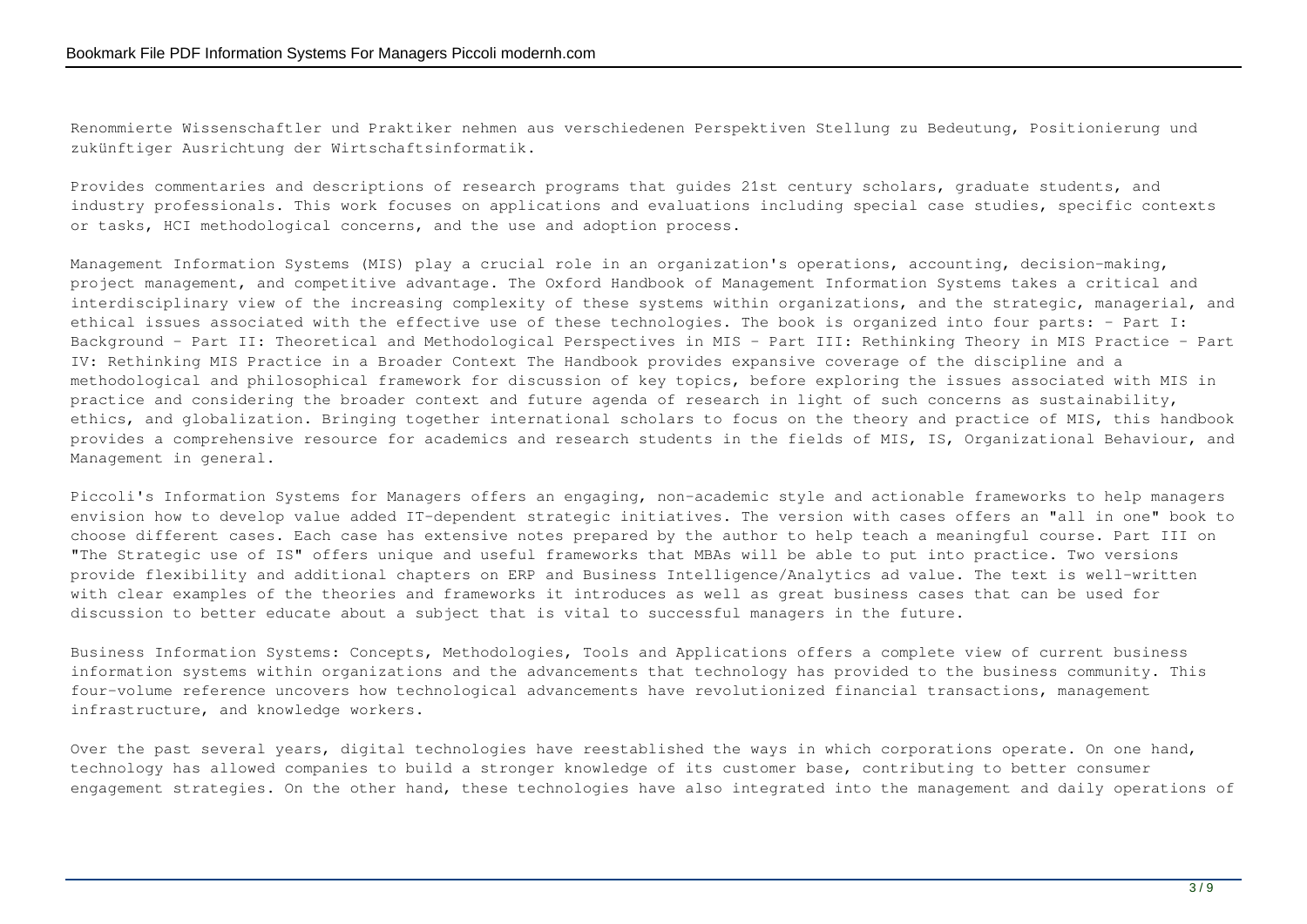Renommierte Wissenschaftler und Praktiker nehmen aus verschiedenen Perspektiven Stellung zu Bedeutung, Positionierung und zukünftiger Ausrichtung der Wirtschaftsinformatik.

Provides commentaries and descriptions of research programs that guides 21st century scholars, graduate students, and industry professionals. This work focuses on applications and evaluations including special case studies, specific contexts or tasks, HCI methodological concerns, and the use and adoption process.

Management Information Systems (MIS) play a crucial role in an organization's operations, accounting, decision-making, project management, and competitive advantage. The Oxford Handbook of Management Information Systems takes a critical and interdisciplinary view of the increasing complexity of these systems within organizations, and the strategic, managerial, and ethical issues associated with the effective use of these technologies. The book is organized into four parts: - Part I: Background - Part II: Theoretical and Methodological Perspectives in MIS - Part III: Rethinking Theory in MIS Practice - Part IV: Rethinking MIS Practice in a Broader Context The Handbook provides expansive coverage of the discipline and a methodological and philosophical framework for discussion of key topics, before exploring the issues associated with MIS in practice and considering the broader context and future agenda of research in light of such concerns as sustainability, ethics, and globalization. Bringing together international scholars to focus on the theory and practice of MIS, this handbook provides a comprehensive resource for academics and research students in the fields of MIS, IS, Organizational Behaviour, and Management in general.

Piccoli's Information Systems for Managers offers an engaging, non-academic style and actionable frameworks to help managers envision how to develop value added IT-dependent strategic initiatives. The version with cases offers an "all in one" book to choose different cases. Each case has extensive notes prepared by the author to help teach a meaningful course. Part III on "The Strategic use of IS" offers unique and useful frameworks that MBAs will be able to put into practice. Two versions provide flexibility and additional chapters on ERP and Business Intelligence/Analytics ad value. The text is well-written with clear examples of the theories and frameworks it introduces as well as great business cases that can be used for discussion to better educate about a subject that is vital to successful managers in the future.

Business Information Systems: Concepts, Methodologies, Tools and Applications offers a complete view of current business information systems within organizations and the advancements that technology has provided to the business community. This four-volume reference uncovers how technological advancements have revolutionized financial transactions, management infrastructure, and knowledge workers.

Over the past several years, digital technologies have reestablished the ways in which corporations operate. On one hand, technology has allowed companies to build a stronger knowledge of its customer base, contributing to better consumer engagement strategies. On the other hand, these technologies have also integrated into the management and daily operations of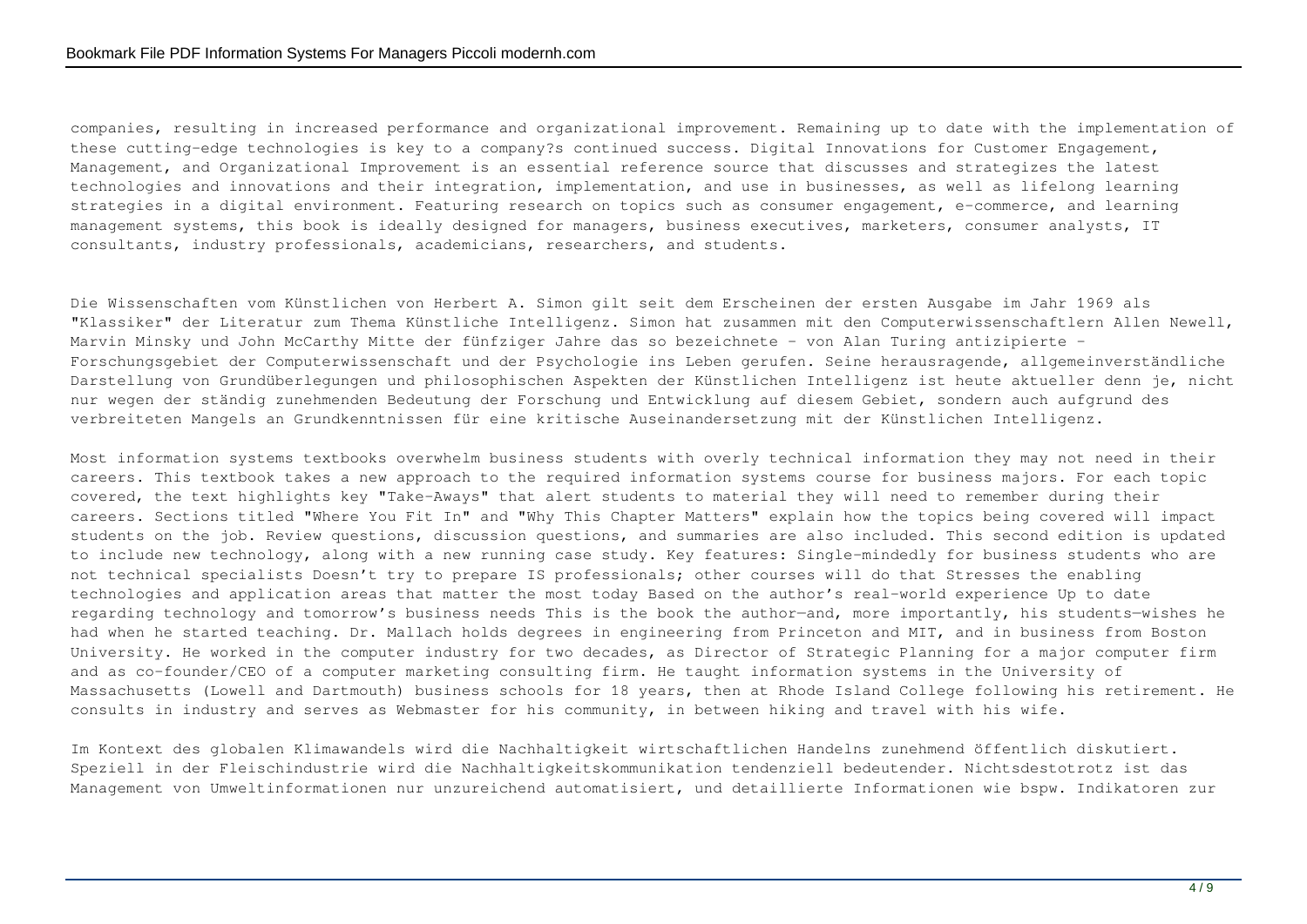companies, resulting in increased performance and organizational improvement. Remaining up to date with the implementation of these cutting-edge technologies is key to a company?s continued success. Digital Innovations for Customer Engagement, Management, and Organizational Improvement is an essential reference source that discusses and strategizes the latest technologies and innovations and their integration, implementation, and use in businesses, as well as lifelong learning strategies in a digital environment. Featuring research on topics such as consumer engagement, e-commerce, and learning management systems, this book is ideally designed for managers, business executives, marketers, consumer analysts, IT consultants, industry professionals, academicians, researchers, and students.

Die Wissenschaften vom Künstlichen von Herbert A. Simon gilt seit dem Erscheinen der ersten Ausgabe im Jahr 1969 als "Klassiker" der Literatur zum Thema Künstliche Intelligenz. Simon hat zusammen mit den Computerwissenschaftlern Allen Newell, Marvin Minsky und John McCarthy Mitte der fünfziger Jahre das so bezeichnete - von Alan Turing antizipierte - Forschungsgebiet der Computerwissenschaft und der Psychologie ins Leben gerufen. Seine herausragende, allgemeinverständliche Darstellung von Grundüberlegungen und philosophischen Aspekten der Künstlichen Intelligenz ist heute aktueller denn je, nicht nur wegen der ständig zunehmenden Bedeutung der Forschung und Entwicklung auf diesem Gebiet, sondern auch aufgrund des verbreiteten Mangels an Grundkenntnissen für eine kritische Auseinandersetzung mit der Künstlichen Intelligenz.

Most information systems textbooks overwhelm business students with overly technical information they may not need in their careers. This textbook takes a new approach to the required information systems course for business majors. For each topic covered, the text highlights key "Take-Aways" that alert students to material they will need to remember during their careers. Sections titled "Where You Fit In" and "Why This Chapter Matters" explain how the topics being covered will impact students on the job. Review questions, discussion questions, and summaries are also included. This second edition is updated to include new technology, along with a new running case study. Key features: Single-mindedly for business students who are not technical specialists Doesn't try to prepare IS professionals; other courses will do that Stresses the enabling technologies and application areas that matter the most today Based on the author's real-world experience Up to date regarding technology and tomorrow's business needs This is the book the author—and, more importantly, his students—wishes he had when he started teaching. Dr. Mallach holds degrees in engineering from Princeton and MIT, and in business from Boston University. He worked in the computer industry for two decades, as Director of Strategic Planning for a major computer firm and as co-founder/CEO of a computer marketing consulting firm. He taught information systems in the University of Massachusetts (Lowell and Dartmouth) business schools for 18 years, then at Rhode Island College following his retirement. He consults in industry and serves as Webmaster for his community, in between hiking and travel with his wife.

Im Kontext des globalen Klimawandels wird die Nachhaltigkeit wirtschaftlichen Handelns zunehmend öffentlich diskutiert. Speziell in der Fleischindustrie wird die Nachhaltigkeitskommunikation tendenziell bedeutender. Nichtsdestotrotz ist das Management von Umweltinformationen nur unzureichend automatisiert, und detaillierte Informationen wie bspw. Indikatoren zur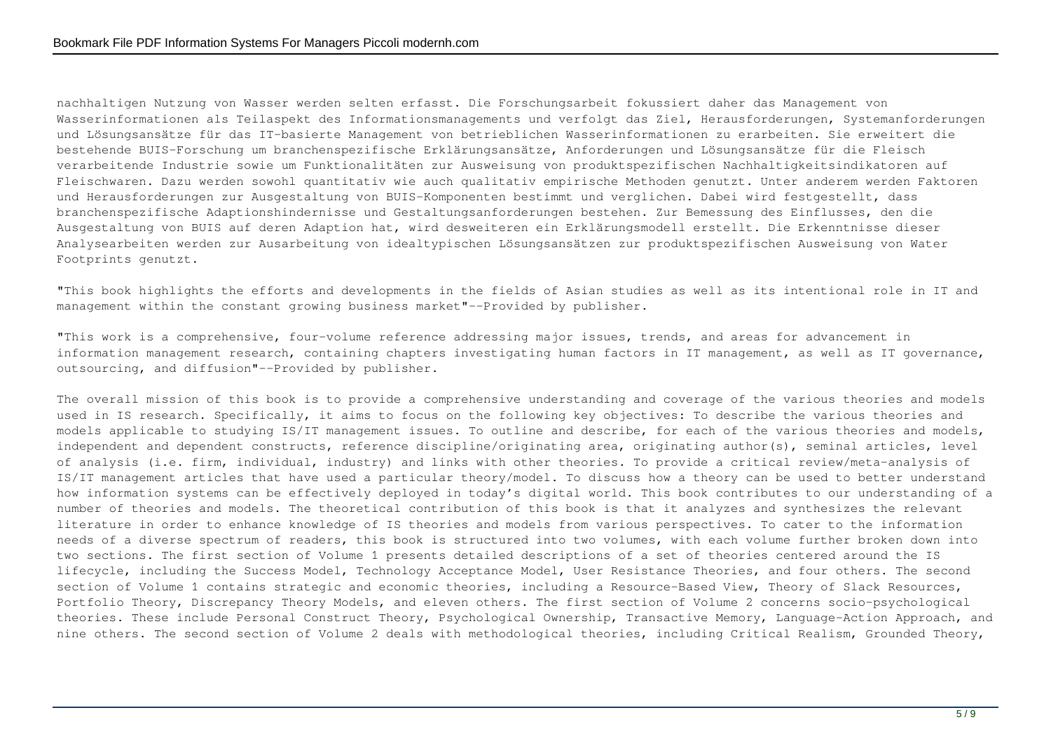nachhaltigen Nutzung von Wasser werden selten erfasst. Die Forschungsarbeit fokussiert daher das Management von Wasserinformationen als Teilaspekt des Informationsmanagements und verfolgt das Ziel, Herausforderungen, Systemanforderungen und Lösungsansätze für das IT-basierte Management von betrieblichen Wasserinformationen zu erarbeiten. Sie erweitert die bestehende BUIS-Forschung um branchenspezifische Erklärungsansätze, Anforderungen und Lösungsansätze für die Fleisch verarbeitende Industrie sowie um Funktionalitäten zur Ausweisung von produktspezifischen Nachhaltigkeitsindikatoren auf Fleischwaren. Dazu werden sowohl quantitativ wie auch qualitativ empirische Methoden genutzt. Unter anderem werden Faktoren und Herausforderungen zur Ausgestaltung von BUIS-Komponenten bestimmt und verglichen. Dabei wird festgestellt, dass branchenspezifische Adaptionshindernisse und Gestaltungsanforderungen bestehen. Zur Bemessung des Einflusses, den die Ausgestaltung von BUIS auf deren Adaption hat, wird desweiteren ein Erklärungsmodell erstellt. Die Erkenntnisse dieser Analysearbeiten werden zur Ausarbeitung von idealtypischen Lösungsansätzen zur produktspezifischen Ausweisung von Water Footprints genutzt.

"This book highlights the efforts and developments in the fields of Asian studies as well as its intentional role in IT and management within the constant growing business market"--Provided by publisher.

"This work is a comprehensive, four-volume reference addressing major issues, trends, and areas for advancement in information management research, containing chapters investigating human factors in IT management, as well as IT governance, outsourcing, and diffusion"--Provided by publisher.

The overall mission of this book is to provide a comprehensive understanding and coverage of the various theories and models used in IS research. Specifically, it aims to focus on the following key objectives: To describe the various theories and models applicable to studying IS/IT management issues. To outline and describe, for each of the various theories and models, independent and dependent constructs, reference discipline/originating area, originating author(s), seminal articles, level of analysis (i.e. firm, individual, industry) and links with other theories. To provide a critical review/meta-analysis of IS/IT management articles that have used a particular theory/model. To discuss how a theory can be used to better understand how information systems can be effectively deployed in today's digital world. This book contributes to our understanding of a number of theories and models. The theoretical contribution of this book is that it analyzes and synthesizes the relevant literature in order to enhance knowledge of IS theories and models from various perspectives. To cater to the information needs of a diverse spectrum of readers, this book is structured into two volumes, with each volume further broken down into two sections. The first section of Volume 1 presents detailed descriptions of a set of theories centered around the IS lifecycle, including the Success Model, Technology Acceptance Model, User Resistance Theories, and four others. The second section of Volume 1 contains strategic and economic theories, including a Resource-Based View, Theory of Slack Resources, Portfolio Theory, Discrepancy Theory Models, and eleven others. The first section of Volume 2 concerns socio-psychological theories. These include Personal Construct Theory, Psychological Ownership, Transactive Memory, Language-Action Approach, and nine others. The second section of Volume 2 deals with methodological theories, including Critical Realism, Grounded Theory,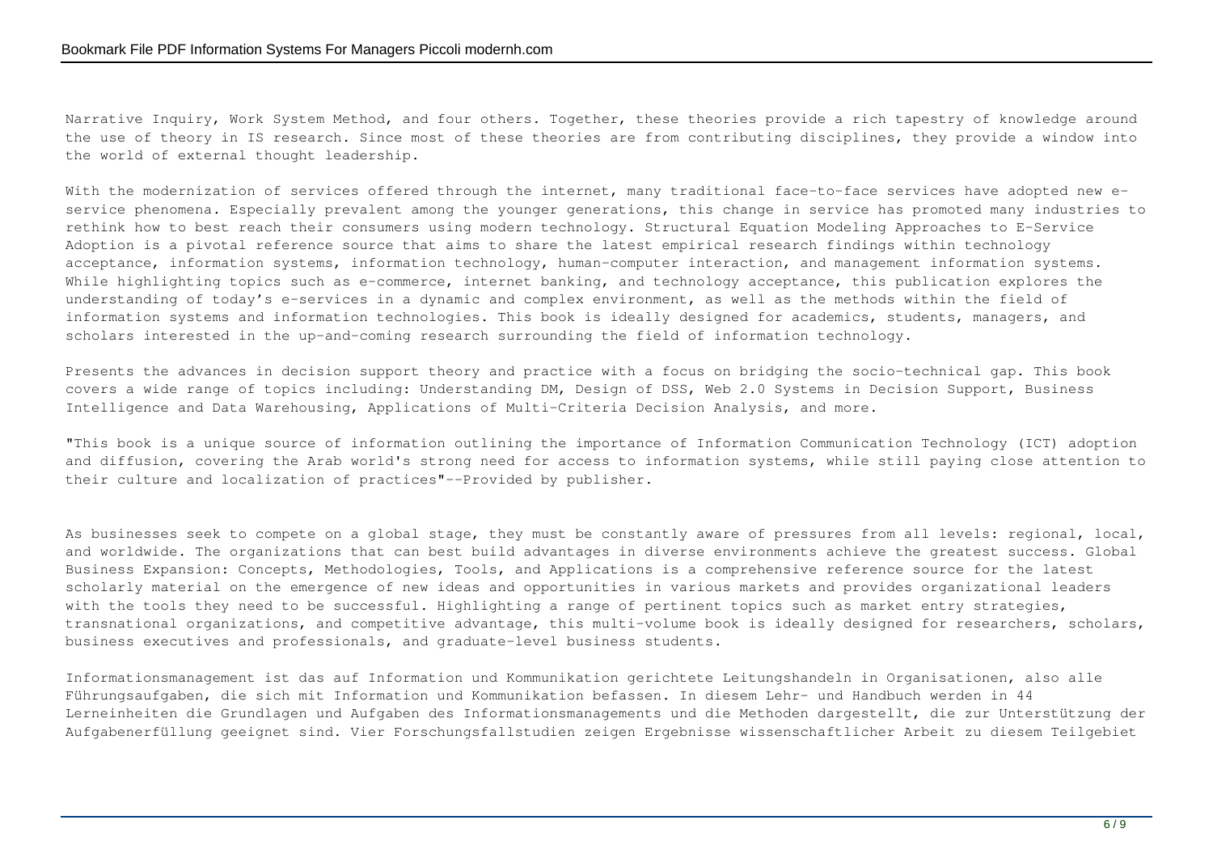Narrative Inquiry, Work System Method, and four others. Together, these theories provide a rich tapestry of knowledge around the use of theory in IS research. Since most of these theories are from contributing disciplines, they provide a window into the world of external thought leadership.

With the modernization of services offered through the internet, many traditional face-to-face services have adopted new e-service phenomena. Especially prevalent among the younger generations, this change in service has promoted many industries to rethink how to best reach their consumers using modern technology. Structural Equation Modeling Approaches to E-Service Adoption is a pivotal reference source that aims to share the latest empirical research findings within technology acceptance, information systems, information technology, human-computer interaction, and management information systems. While highlighting topics such as e-commerce, internet banking, and technology acceptance, this publication explores the understanding of today's e-services in a dynamic and complex environment, as well as the methods within the field of information systems and information technologies. This book is ideally designed for academics, students, managers, and scholars interested in the up-and-coming research surrounding the field of information technology.

Presents the advances in decision support theory and practice with a focus on bridging the socio-technical gap. This book covers a wide range of topics including: Understanding DM, Design of DSS, Web 2.0 Systems in Decision Support, Business Intelligence and Data Warehousing, Applications of Multi-Criteria Decision Analysis, and more.

"This book is a unique source of information outlining the importance of Information Communication Technology (ICT) adoption and diffusion, covering the Arab world's strong need for access to information systems, while still paying close attention to their culture and localization of practices"--Provided by publisher.

As businesses seek to compete on a global stage, they must be constantly aware of pressures from all levels: regional, local, and worldwide. The organizations that can best build advantages in diverse environments achieve the greatest success. Global Business Expansion: Concepts, Methodologies, Tools, and Applications is a comprehensive reference source for the latest scholarly material on the emergence of new ideas and opportunities in various markets and provides organizational leaders with the tools they need to be successful. Highlighting a range of pertinent topics such as market entry strategies, transnational organizations, and competitive advantage, this multi-volume book is ideally designed for researchers, scholars, business executives and professionals, and graduate-level business students.

Informationsmanagement ist das auf Information und Kommunikation gerichtete Leitungshandeln in Organisationen, also alle Führungsaufgaben, die sich mit Information und Kommunikation befassen. In diesem Lehr- und Handbuch werden in 44 Lerneinheiten die Grundlagen und Aufgaben des Informationsmanagements und die Methoden dargestellt, die zur Unterstützung der Aufgabenerfüllung geeignet sind. Vier Forschungsfallstudien zeigen Ergebnisse wissenschaftlicher Arbeit zu diesem Teilgebiet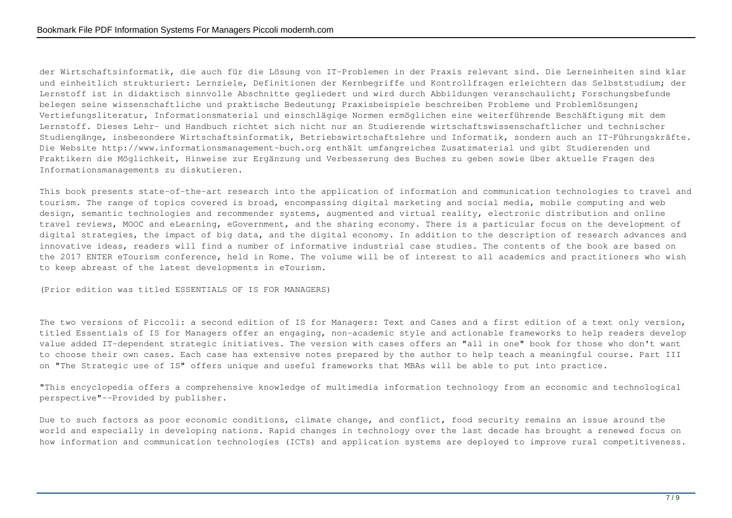der Wirtschaftsinformatik, die auch für die Lösung von IT-Problemen in der Praxis relevant sind. Die Lerneinheiten sind klar und einheitlich strukturiert: Lernziele, Definitionen der Kernbegriffe und Kontrollfragen erleichtern das Selbststudium; der Lernstoff ist in didaktisch sinnvolle Abschnitte gegliedert und wird durch Abbildungen veranschaulicht; Forschungsbefunde belegen seine wissenschaftliche und praktische Bedeutung; Praxisbeispiele beschreiben Probleme und Problemlösungen; Vertiefungsliteratur, Informationsmaterial und einschlägige Normen ermöglichen eine weiterführende Beschäftigung mit dem Lernstoff. Dieses Lehr- und Handbuch richtet sich nicht nur an Studierende wirtschaftswissenschaftlicher und technischer Studiengänge, insbesondere Wirtschaftsinformatik, Betriebswirtschaftslehre und Informatik, sondern auch an IT-Führungskräfte. Die Website http://www.informationsmanagement-buch.org enthält umfangreiches Zusatzmaterial und gibt Studierenden und Praktikern die Möglichkeit, Hinweise zur Ergänzung und Verbesserung des Buches zu geben sowie über aktuelle Fragen des Informationsmanagements zu diskutieren.

This book presents state-of-the-art research into the application of information and communication technologies to travel and tourism. The range of topics covered is broad, encompassing digital marketing and social media, mobile computing and web design, semantic technologies and recommender systems, augmented and virtual reality, electronic distribution and online travel reviews, MOOC and eLearning, eGovernment, and the sharing economy. There is a particular focus on the development of digital strategies, the impact of big data, and the digital economy. In addition to the description of research advances and innovative ideas, readers will find a number of informative industrial case studies. The contents of the book are based on the 2017 ENTER eTourism conference, held in Rome. The volume will be of interest to all academics and practitioners who wish to keep abreast of the latest developments in eTourism.

(Prior edition was titled ESSENTIALS OF IS FOR MANAGERS)

The two versions of Piccoli: a second edition of IS for Managers: Text and Cases and a first edition of a text only version, titled Essentials of IS for Managers offer an engaging, non-academic style and actionable frameworks to help readers develop value added IT-dependent strategic initiatives. The version with cases offers an "all in one" book for those who don't want to choose their own cases. Each case has extensive notes prepared by the author to help teach a meaningful course. Part III on "The Strategic use of IS" offers unique and useful frameworks that MBAs will be able to put into practice.

"This encyclopedia offers a comprehensive knowledge of multimedia information technology from an economic and technological perspective"--Provided by publisher.

Due to such factors as poor economic conditions, climate change, and conflict, food security remains an issue around the world and especially in developing nations. Rapid changes in technology over the last decade has brought a renewed focus on how information and communication technologies (ICTs) and application systems are deployed to improve rural competitiveness.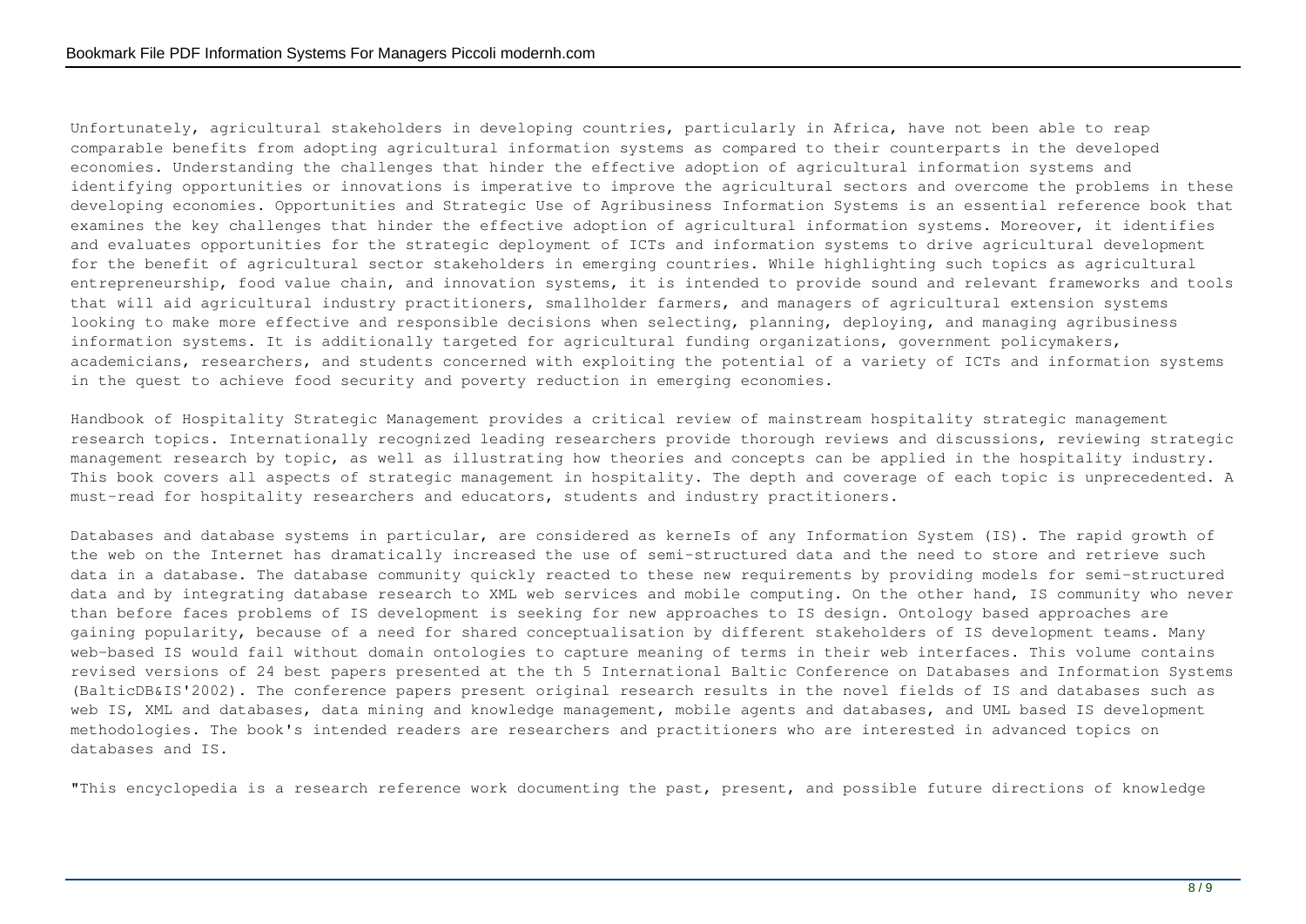Unfortunately, agricultural stakeholders in developing countries, particularly in Africa, have not been able to reap comparable benefits from adopting agricultural information systems as compared to their counterparts in the developed economies. Understanding the challenges that hinder the effective adoption of agricultural information systems and identifying opportunities or innovations is imperative to improve the agricultural sectors and overcome the problems in these developing economies. Opportunities and Strategic Use of Agribusiness Information Systems is an essential reference book that examines the key challenges that hinder the effective adoption of agricultural information systems. Moreover, it identifies and evaluates opportunities for the strategic deployment of ICTs and information systems to drive agricultural development for the benefit of agricultural sector stakeholders in emerging countries. While highlighting such topics as agricultural entrepreneurship, food value chain, and innovation systems, it is intended to provide sound and relevant frameworks and tools that will aid agricultural industry practitioners, smallholder farmers, and managers of agricultural extension systems looking to make more effective and responsible decisions when selecting, planning, deploying, and managing agribusiness information systems. It is additionally targeted for agricultural funding organizations, government policymakers, academicians, researchers, and students concerned with exploiting the potential of a variety of ICTs and information systems in the quest to achieve food security and poverty reduction in emerging economies.

Handbook of Hospitality Strategic Management provides a critical review of mainstream hospitality strategic management research topics. Internationally recognized leading researchers provide thorough reviews and discussions, reviewing strategic management research by topic, as well as illustrating how theories and concepts can be applied in the hospitality industry. This book covers all aspects of strategic management in hospitality. The depth and coverage of each topic is unprecedented. A must-read for hospitality researchers and educators, students and industry practitioners.

Databases and database systems in particular, are considered as kerneIs of any Information System (IS). The rapid growth of the web on the Internet has dramatically increased the use of semi-structured data and the need to store and retrieve such data in a database. The database community quickly reacted to these new requirements by providing models for semi-structured data and by integrating database research to XML web services and mobile computing. On the other hand, IS community who never than before faces problems of IS development is seeking for new approaches to IS design. Ontology based approaches are gaining popularity, because of a need for shared conceptualisation by different stakeholders of IS development teams. Many web-based IS would fail without domain ontologies to capture meaning of terms in their web interfaces. This volume contains revised versions of 24 best papers presented at the th 5 International Baltic Conference on Databases and Information Systems (BalticDB&IS'2002). The conference papers present original research results in the novel fields of IS and databases such as web IS, XML and databases, data mining and knowledge management, mobile agents and databases, and UML based IS development methodologies. The book's intended readers are researchers and practitioners who are interested in advanced topics on databases and IS.

"This encyclopedia is a research reference work documenting the past, present, and possible future directions of knowledge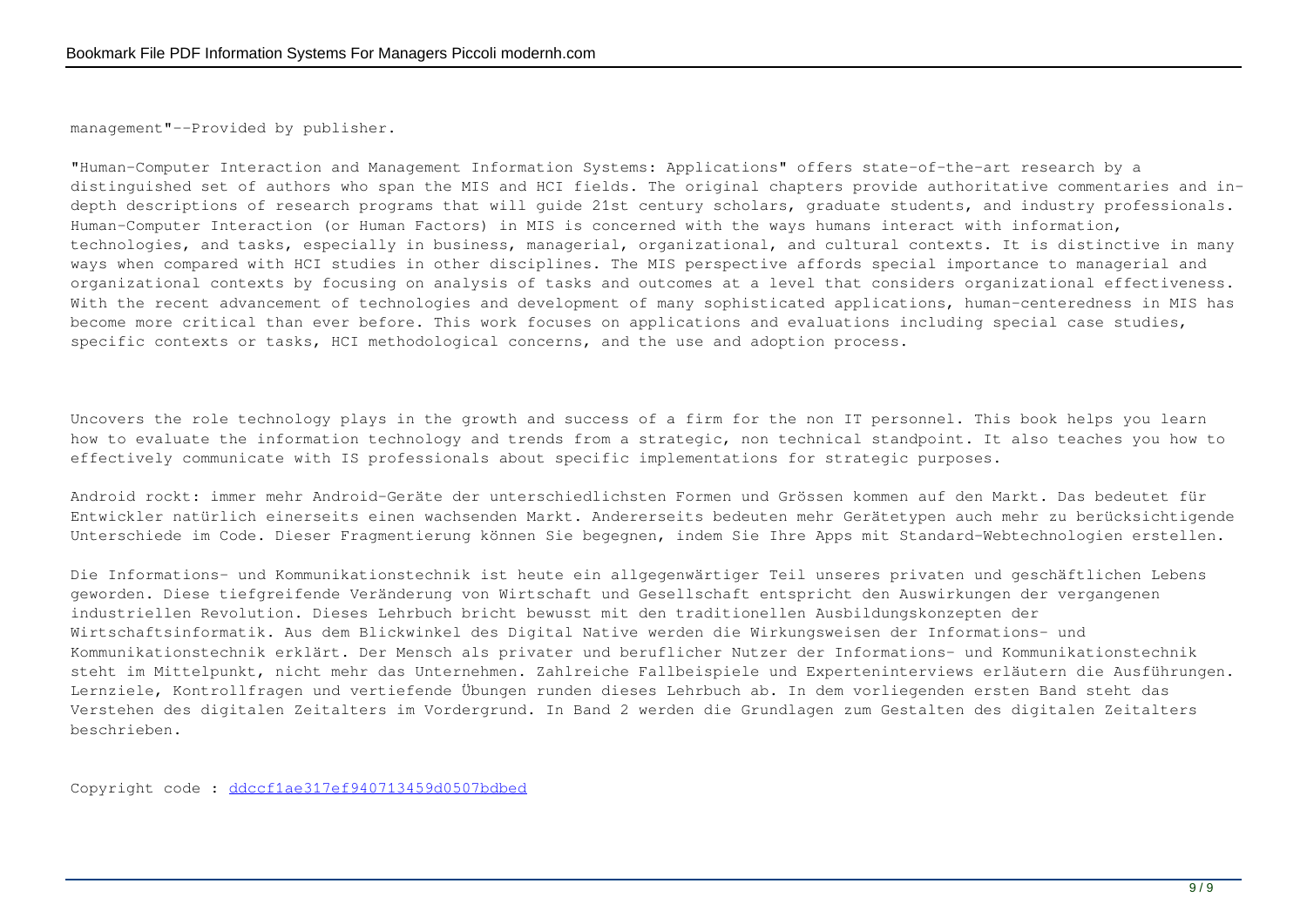management"--Provided by publisher.

"Human-Computer Interaction and Management Information Systems: Applications" offers state-of-the-art research by a distinguished set of authors who span the MIS and HCI fields. The original chapters provide authoritative commentaries and in-depth descriptions of research programs that will guide 21st century scholars, graduate students, and industry professionals. Human-Computer Interaction (or Human Factors) in MIS is concerned with the ways humans interact with information, technologies, and tasks, especially in business, managerial, organizational, and cultural contexts. It is distinctive in many ways when compared with HCI studies in other disciplines. The MIS perspective affords special importance to managerial and organizational contexts by focusing on analysis of tasks and outcomes at a level that considers organizational effectiveness. With the recent advancement of technologies and development of many sophisticated applications, human-centeredness in MIS has become more critical than ever before. This work focuses on applications and evaluations including special case studies, specific contexts or tasks, HCI methodological concerns, and the use and adoption process.

Uncovers the role technology plays in the growth and success of a firm for the non IT personnel. This book helps you learn how to evaluate the information technology and trends from a strategic, non technical standpoint. It also teaches you how to effectively communicate with IS professionals about specific implementations for strategic purposes.

Android rockt: immer mehr Android-Geräte der unterschiedlichsten Formen und Grössen kommen auf den Markt. Das bedeutet für Entwickler natürlich einerseits einen wachsenden Markt. Andererseits bedeuten mehr Gerätetypen auch mehr zu berücksichtigende Unterschiede im Code. Dieser Fragmentierung können Sie begegnen, indem Sie Ihre Apps mit Standard-Webtechnologien erstellen.

Die Informations- und Kommunikationstechnik ist heute ein allgegenwärtiger Teil unseres privaten und geschäftlichen Lebens geworden. Diese tiefgreifende Veränderung von Wirtschaft und Gesellschaft entspricht den Auswirkungen der vergangenen industriellen Revolution. Dieses Lehrbuch bricht bewusst mit den traditionellen Ausbildungskonzepten der Wirtschaftsinformatik. Aus dem Blickwinkel des Digital Native werden die Wirkungsweisen der Informations- und Kommunikationstechnik erklärt. Der Mensch als privater und beruflicher Nutzer der Informations- und Kommunikationstechnik steht im Mittelpunkt, nicht mehr das Unternehmen. Zahlreiche Fallbeispiele und Experteninterviews erläutern die Ausführungen. Lernziele, Kontrollfragen und vertiefende Übungen runden dieses Lehrbuch ab. In dem vorliegenden ersten Band steht das Verstehen des digitalen Zeitalters im Vordergrund. In Band 2 werden die Grundlagen zum Gestalten des digitalen Zeitalters beschrieben.

Copyright code : ddccf1ae317ef940713459d0507bdbed